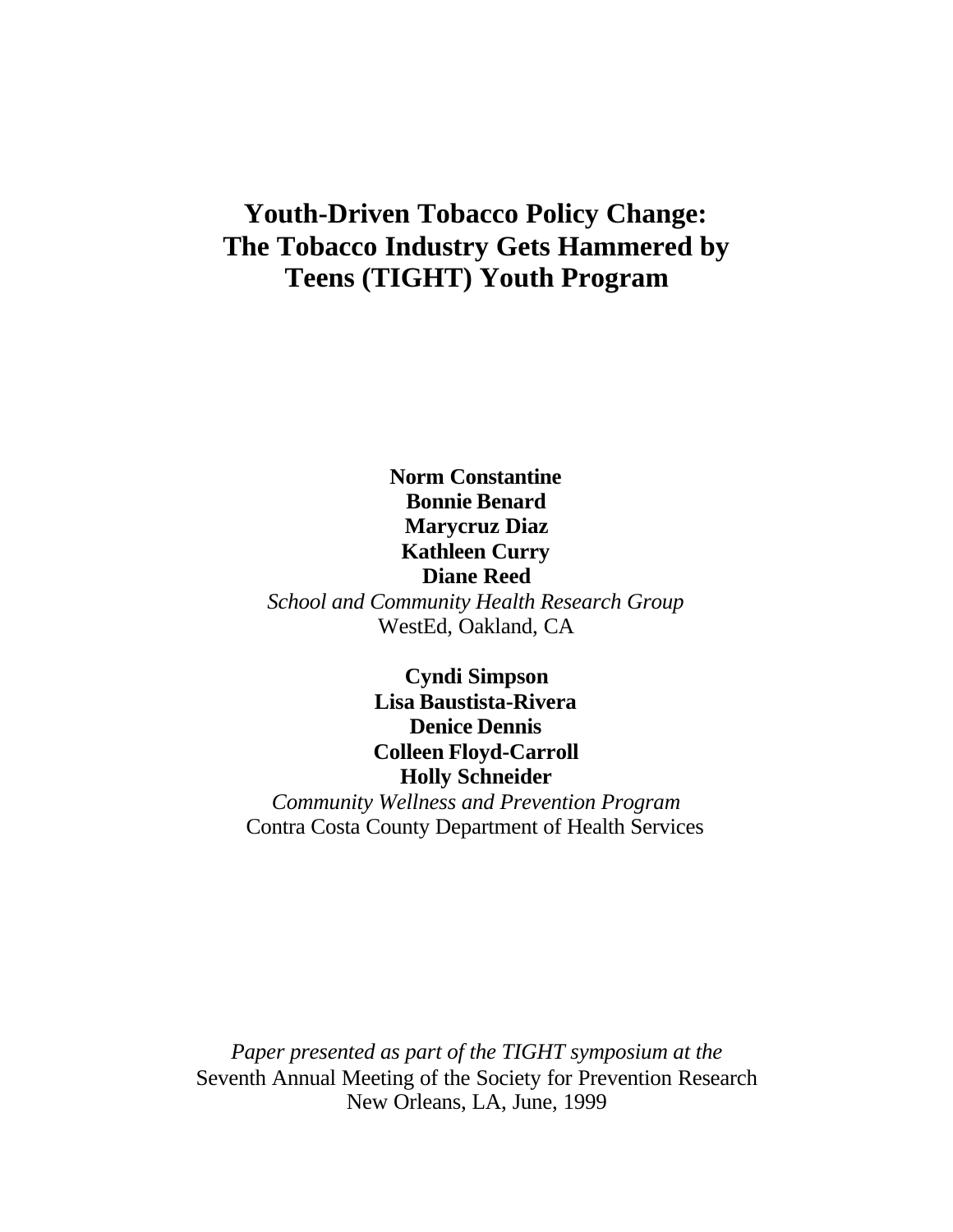# Youth-Driven Tobacco Policy Change: The Tobacco Industry Gets Hammered by Teens (TIGHT) Youth Program

**Norm Constantine**
**Bonnie Benard**
**Marycruz Diaz**
**Kathleen Curry**
**Diane Reed**
*School and Community Health Research Group*
WestEd, Oakland, CA

**Cyndi Simpson**
**Lisa Baustista-Rivera**
**Denice Dennis**
**Colleen Floyd-Carroll**
**Holly Schneider**
*Community Wellness and Prevention Program*
Contra Costa County Department of Health Services

*Paper presented as part of the TIGHT symposium at the*
Seventh Annual Meeting of the Society for Prevention Research
New Orleans, LA, June, 1999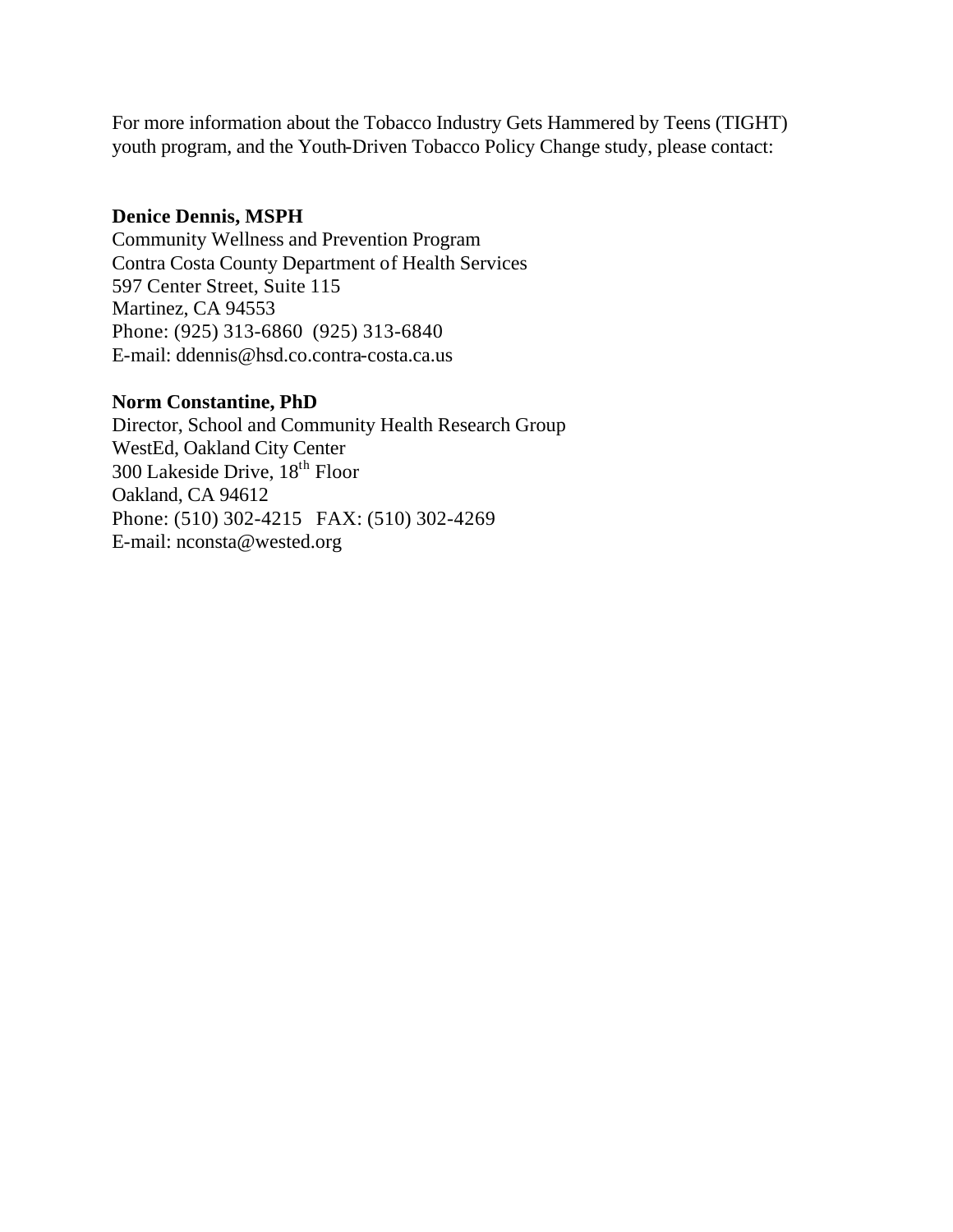For more information about the Tobacco Industry Gets Hammered by Teens (TIGHT) youth program, and the Youth-Driven Tobacco Policy Change study, please contact:

**Denice Dennis, MSPH**
Community Wellness and Prevention Program
Contra Costa County Department of Health Services
597 Center Street, Suite 115
Martinez, CA 94553
Phone: (925) 313-6860  (925) 313-6840
E-mail: ddennis@hsd.co.contra-costa.ca.us

**Norm Constantine, PhD**
Director, School and Community Health Research Group
WestEd, Oakland City Center
300 Lakeside Drive, 18th Floor
Oakland, CA 94612
Phone: (510) 302-4215   FAX: (510) 302-4269
E-mail: nconsta@wested.org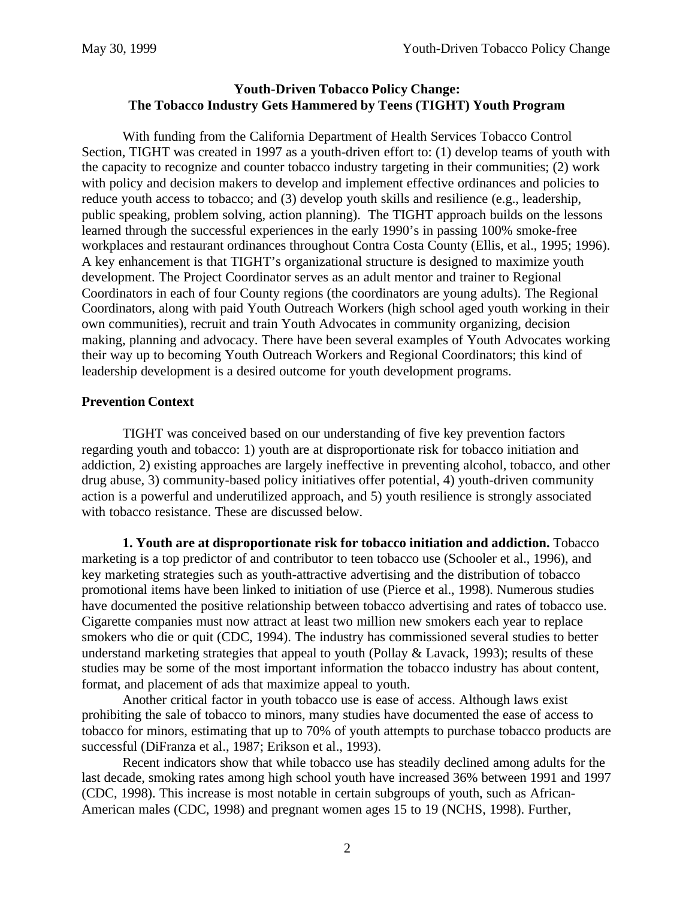**Youth-Driven Tobacco Policy Change:**
**The Tobacco Industry Gets Hammered by Teens (TIGHT) Youth Program**

With funding from the California Department of Health Services Tobacco Control Section, TIGHT was created in 1997 as a youth-driven effort to: (1) develop teams of youth with the capacity to recognize and counter tobacco industry targeting in their communities; (2) work with policy and decision makers to develop and implement effective ordinances and policies to reduce youth access to tobacco; and (3) develop youth skills and resilience (e.g., leadership, public speaking, problem solving, action planning). The TIGHT approach builds on the lessons learned through the successful experiences in the early 1990's in passing 100% smoke-free workplaces and restaurant ordinances throughout Contra Costa County (Ellis, et al., 1995; 1996). A key enhancement is that TIGHT's organizational structure is designed to maximize youth development. The Project Coordinator serves as an adult mentor and trainer to Regional Coordinators in each of four County regions (the coordinators are young adults). The Regional Coordinators, along with paid Youth Outreach Workers (high school aged youth working in their own communities), recruit and train Youth Advocates in community organizing, decision making, planning and advocacy. There have been several examples of Youth Advocates working their way up to becoming Youth Outreach Workers and Regional Coordinators; this kind of leadership development is a desired outcome for youth development programs.

**Prevention Context**

TIGHT was conceived based on our understanding of five key prevention factors regarding youth and tobacco: 1) youth are at disproportionate risk for tobacco initiation and addiction, 2) existing approaches are largely ineffective in preventing alcohol, tobacco, and other drug abuse, 3) community-based policy initiatives offer potential, 4) youth-driven community action is a powerful and underutilized approach, and 5) youth resilience is strongly associated with tobacco resistance. These are discussed below.

**1. Youth are at disproportionate risk for tobacco initiation and addiction.** Tobacco marketing is a top predictor of and contributor to teen tobacco use (Schooler et al., 1996), and key marketing strategies such as youth-attractive advertising and the distribution of tobacco promotional items have been linked to initiation of use (Pierce et al., 1998). Numerous studies have documented the positive relationship between tobacco advertising and rates of tobacco use. Cigarette companies must now attract at least two million new smokers each year to replace smokers who die or quit (CDC, 1994). The industry has commissioned several studies to better understand marketing strategies that appeal to youth (Pollay & Lavack, 1993); results of these studies may be some of the most important information the tobacco industry has about content, format, and placement of ads that maximize appeal to youth.

Another critical factor in youth tobacco use is ease of access. Although laws exist prohibiting the sale of tobacco to minors, many studies have documented the ease of access to tobacco for minors, estimating that up to 70% of youth attempts to purchase tobacco products are successful (DiFranza et al., 1987; Erikson et al., 1993).

Recent indicators show that while tobacco use has steadily declined among adults for the last decade, smoking rates among high school youth have increased 36% between 1991 and 1997 (CDC, 1998). This increase is most notable in certain subgroups of youth, such as African-American males (CDC, 1998) and pregnant women ages 15 to 19 (NCHS, 1998). Further,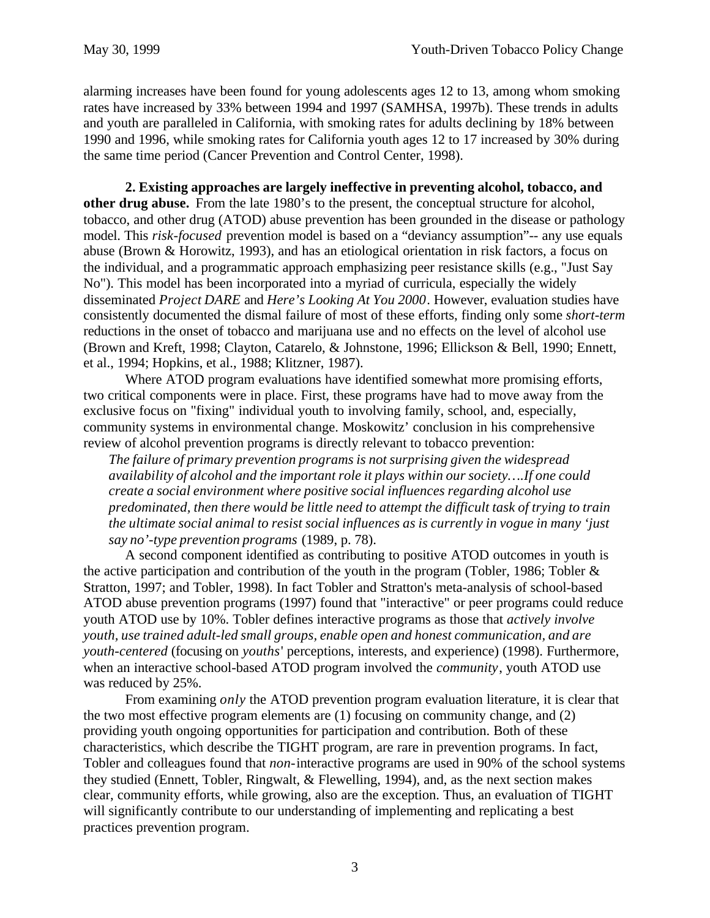alarming increases have been found for young adolescents ages 12 to 13, among whom smoking rates have increased by 33% between 1994 and 1997 (SAMHSA, 1997b). These trends in adults and youth are paralleled in California, with smoking rates for adults declining by 18% between 1990 and 1996, while smoking rates for California youth ages 12 to 17 increased by 30% during the same time period (Cancer Prevention and Control Center, 1998).

**2. Existing approaches are largely ineffective in preventing alcohol, tobacco, and other drug abuse.** From the late 1980's to the present, the conceptual structure for alcohol, tobacco, and other drug (ATOD) abuse prevention has been grounded in the disease or pathology model. This *risk-focused* prevention model is based on a "deviancy assumption"-- any use equals abuse (Brown & Horowitz, 1993), and has an etiological orientation in risk factors, a focus on the individual, and a programmatic approach emphasizing peer resistance skills (e.g., "Just Say No"). This model has been incorporated into a myriad of curricula, especially the widely disseminated *Project DARE* and *Here's Looking At You 2000*. However, evaluation studies have consistently documented the dismal failure of most of these efforts, finding only some *short-term* reductions in the onset of tobacco and marijuana use and no effects on the level of alcohol use (Brown and Kreft, 1998; Clayton, Catarelo, & Johnstone, 1996; Ellickson & Bell, 1990; Ennett, et al., 1994; Hopkins, et al., 1988; Klitzner, 1987).

Where ATOD program evaluations have identified somewhat more promising efforts, two critical components were in place. First, these programs have had to move away from the exclusive focus on "fixing" individual youth to involving family, school, and, especially, community systems in environmental change. Moskowitz' conclusion in his comprehensive review of alcohol prevention programs is directly relevant to tobacco prevention:

> *The failure of primary prevention programs is not surprising given the widespread availability of alcohol and the important role it plays within our society….If one could create a social environment where positive social influences regarding alcohol use predominated, then there would be little need to attempt the difficult task of trying to train the ultimate social animal to resist social influences as is currently in vogue in many 'just say no'-type prevention programs* (1989, p. 78).

A second component identified as contributing to positive ATOD outcomes in youth is the active participation and contribution of the youth in the program (Tobler, 1986; Tobler & Stratton, 1997; and Tobler, 1998). In fact Tobler and Stratton's meta-analysis of school-based ATOD abuse prevention programs (1997) found that "interactive" or peer programs could reduce youth ATOD use by 10%. Tobler defines interactive programs as those that *actively involve youth, use trained adult-led small groups, enable open and honest communication, and are youth-centered* (focusing on *youths*' perceptions, interests, and experience) (1998). Furthermore, when an interactive school-based ATOD program involved the *community*, youth ATOD use was reduced by 25%.

From examining *only* the ATOD prevention program evaluation literature, it is clear that the two most effective program elements are (1) focusing on community change, and (2) providing youth ongoing opportunities for participation and contribution. Both of these characteristics, which describe the TIGHT program, are rare in prevention programs. In fact, Tobler and colleagues found that *non-*interactive programs are used in 90% of the school systems they studied (Ennett, Tobler, Ringwalt, & Flewelling, 1994), and, as the next section makes clear, community efforts, while growing, also are the exception. Thus, an evaluation of TIGHT will significantly contribute to our understanding of implementing and replicating a best practices prevention program.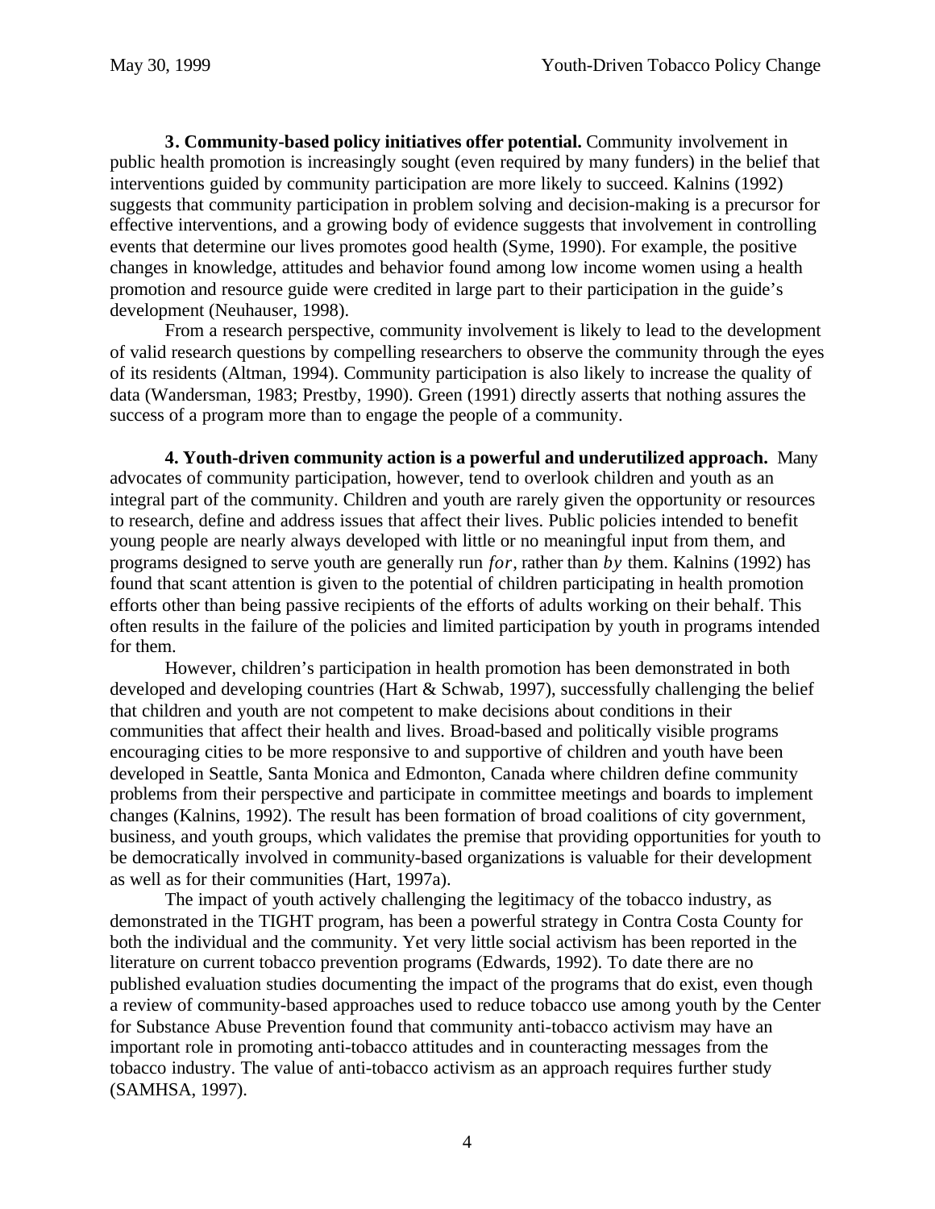**3. Community-based policy initiatives offer potential.** Community involvement in public health promotion is increasingly sought (even required by many funders) in the belief that interventions guided by community participation are more likely to succeed. Kalnins (1992) suggests that community participation in problem solving and decision-making is a precursor for effective interventions, and a growing body of evidence suggests that involvement in controlling events that determine our lives promotes good health (Syme, 1990). For example, the positive changes in knowledge, attitudes and behavior found among low income women using a health promotion and resource guide were credited in large part to their participation in the guide's development (Neuhauser, 1998).

From a research perspective, community involvement is likely to lead to the development of valid research questions by compelling researchers to observe the community through the eyes of its residents (Altman, 1994). Community participation is also likely to increase the quality of data (Wandersman, 1983; Prestby, 1990). Green (1991) directly asserts that nothing assures the success of a program more than to engage the people of a community.

**4. Youth-driven community action is a powerful and underutilized approach.** Many advocates of community participation, however, tend to overlook children and youth as an integral part of the community. Children and youth are rarely given the opportunity or resources to research, define and address issues that affect their lives. Public policies intended to benefit young people are nearly always developed with little or no meaningful input from them, and programs designed to serve youth are generally run *for*, rather than *by* them. Kalnins (1992) has found that scant attention is given to the potential of children participating in health promotion efforts other than being passive recipients of the efforts of adults working on their behalf. This often results in the failure of the policies and limited participation by youth in programs intended for them.

However, children's participation in health promotion has been demonstrated in both developed and developing countries (Hart & Schwab, 1997), successfully challenging the belief that children and youth are not competent to make decisions about conditions in their communities that affect their health and lives. Broad-based and politically visible programs encouraging cities to be more responsive to and supportive of children and youth have been developed in Seattle, Santa Monica and Edmonton, Canada where children define community problems from their perspective and participate in committee meetings and boards to implement changes (Kalnins, 1992). The result has been formation of broad coalitions of city government, business, and youth groups, which validates the premise that providing opportunities for youth to be democratically involved in community-based organizations is valuable for their development as well as for their communities (Hart, 1997a).

The impact of youth actively challenging the legitimacy of the tobacco industry, as demonstrated in the TIGHT program, has been a powerful strategy in Contra Costa County for both the individual and the community. Yet very little social activism has been reported in the literature on current tobacco prevention programs (Edwards, 1992). To date there are no published evaluation studies documenting the impact of the programs that do exist, even though a review of community-based approaches used to reduce tobacco use among youth by the Center for Substance Abuse Prevention found that community anti-tobacco activism may have an important role in promoting anti-tobacco attitudes and in counteracting messages from the tobacco industry. The value of anti-tobacco activism as an approach requires further study (SAMHSA, 1997).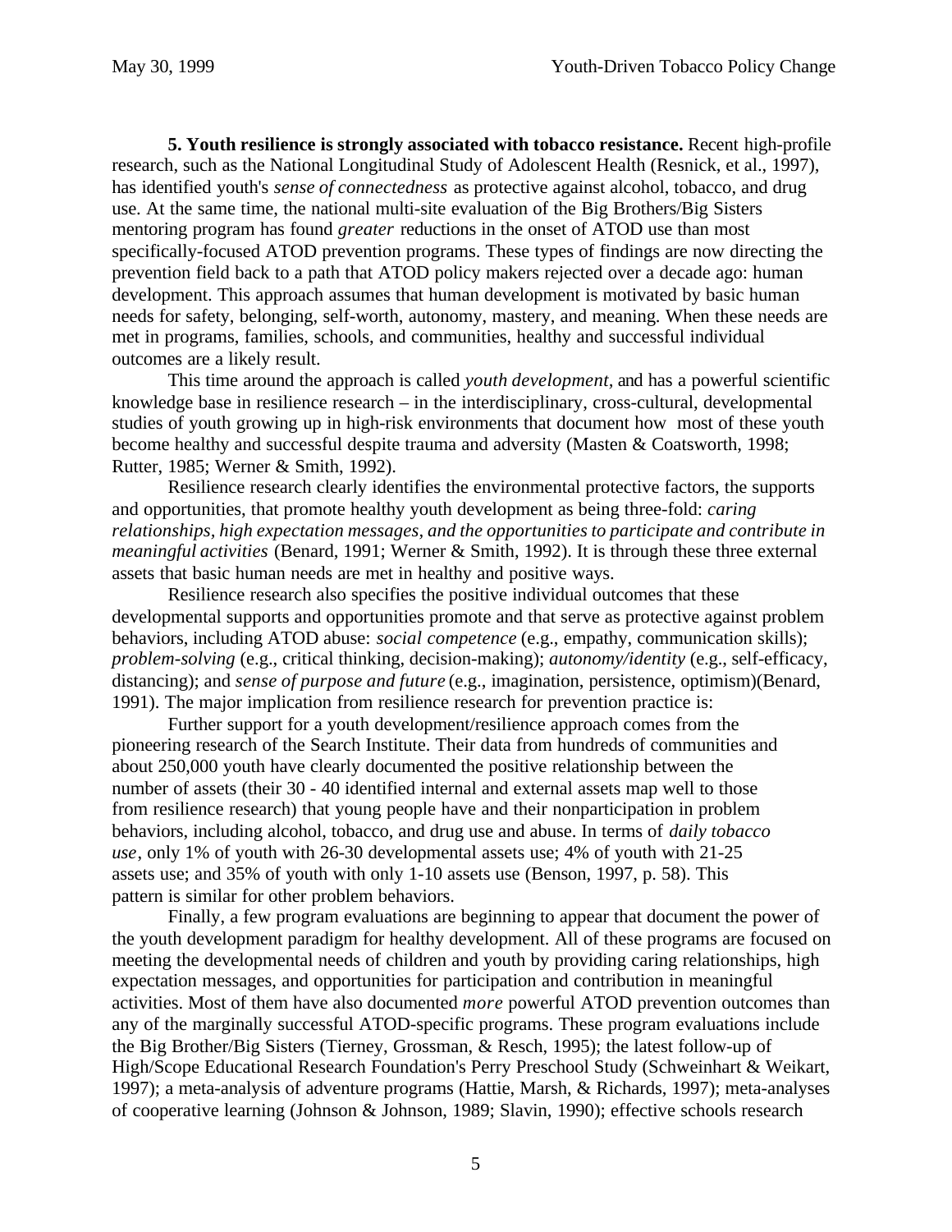**5. Youth resilience is strongly associated with tobacco resistance.** Recent high-profile research, such as the National Longitudinal Study of Adolescent Health (Resnick, et al., 1997), has identified youth's *sense of connectedness* as protective against alcohol, tobacco, and drug use. At the same time, the national multi-site evaluation of the Big Brothers/Big Sisters mentoring program has found *greater* reductions in the onset of ATOD use than most specifically-focused ATOD prevention programs. These types of findings are now directing the prevention field back to a path that ATOD policy makers rejected over a decade ago: human development. This approach assumes that human development is motivated by basic human needs for safety, belonging, self-worth, autonomy, mastery, and meaning. When these needs are met in programs, families, schools, and communities, healthy and successful individual outcomes are a likely result.

This time around the approach is called *youth development*, and has a powerful scientific knowledge base in resilience research – in the interdisciplinary, cross-cultural, developmental studies of youth growing up in high-risk environments that document how most of these youth become healthy and successful despite trauma and adversity (Masten & Coatsworth, 1998; Rutter, 1985; Werner & Smith, 1992).

Resilience research clearly identifies the environmental protective factors, the supports and opportunities, that promote healthy youth development as being three-fold: *caring relationships, high expectation messages, and the opportunities to participate and contribute in meaningful activities* (Benard, 1991; Werner & Smith, 1992). It is through these three external assets that basic human needs are met in healthy and positive ways.

Resilience research also specifies the positive individual outcomes that these developmental supports and opportunities promote and that serve as protective against problem behaviors, including ATOD abuse: *social competence* (e.g., empathy, communication skills); *problem-solving* (e.g., critical thinking, decision-making); *autonomy/identity* (e.g., self-efficacy, distancing); and *sense of purpose and future* (e.g., imagination, persistence, optimism)(Benard, 1991). The major implication from resilience research for prevention practice is:

Further support for a youth development/resilience approach comes from the pioneering research of the Search Institute. Their data from hundreds of communities and about 250,000 youth have clearly documented the positive relationship between the number of assets (their 30 - 40 identified internal and external assets map well to those from resilience research) that young people have and their nonparticipation in problem behaviors, including alcohol, tobacco, and drug use and abuse. In terms of *daily tobacco use*, only 1% of youth with 26-30 developmental assets use; 4% of youth with 21-25 assets use; and 35% of youth with only 1-10 assets use (Benson, 1997, p. 58). This pattern is similar for other problem behaviors.

Finally, a few program evaluations are beginning to appear that document the power of the youth development paradigm for healthy development. All of these programs are focused on meeting the developmental needs of children and youth by providing caring relationships, high expectation messages, and opportunities for participation and contribution in meaningful activities. Most of them have also documented *more* powerful ATOD prevention outcomes than any of the marginally successful ATOD-specific programs. These program evaluations include the Big Brother/Big Sisters (Tierney, Grossman, & Resch, 1995); the latest follow-up of High/Scope Educational Research Foundation's Perry Preschool Study (Schweinhart & Weikart, 1997); a meta-analysis of adventure programs (Hattie, Marsh, & Richards, 1997); meta-analyses of cooperative learning (Johnson & Johnson, 1989; Slavin, 1990); effective schools research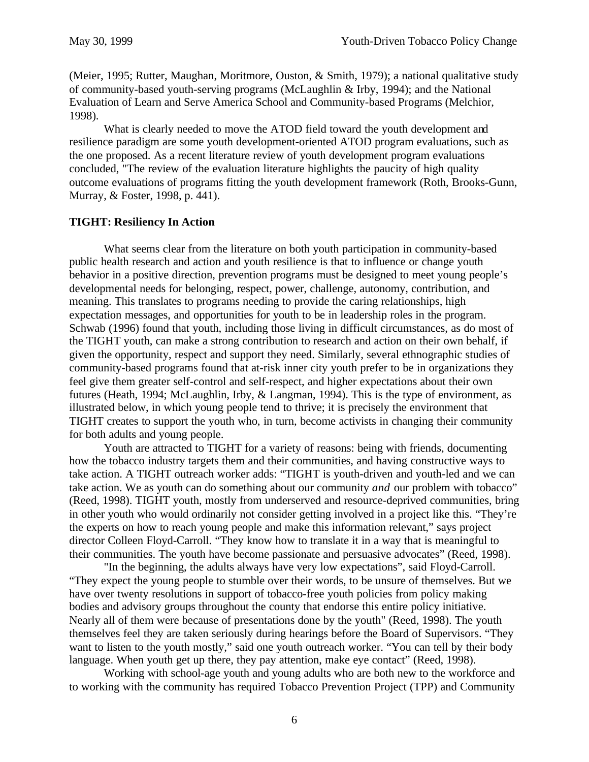(Meier, 1995; Rutter, Maughan, Moritmore, Ouston, & Smith, 1979); a national qualitative study of community-based youth-serving programs (McLaughlin & Irby, 1994); and the National Evaluation of Learn and Serve America School and Community-based Programs (Melchior, 1998).

What is clearly needed to move the ATOD field toward the youth development and resilience paradigm are some youth development-oriented ATOD program evaluations, such as the one proposed. As a recent literature review of youth development program evaluations concluded, "The review of the evaluation literature highlights the paucity of high quality outcome evaluations of programs fitting the youth development framework (Roth, Brooks-Gunn, Murray, & Foster, 1998, p. 441).

**TIGHT: Resiliency In Action**

What seems clear from the literature on both youth participation in community-based public health research and action and youth resilience is that to influence or change youth behavior in a positive direction, prevention programs must be designed to meet young people's developmental needs for belonging, respect, power, challenge, autonomy, contribution, and meaning. This translates to programs needing to provide the caring relationships, high expectation messages, and opportunities for youth to be in leadership roles in the program. Schwab (1996) found that youth, including those living in difficult circumstances, as do most of the TIGHT youth, can make a strong contribution to research and action on their own behalf, if given the opportunity, respect and support they need. Similarly, several ethnographic studies of community-based programs found that at-risk inner city youth prefer to be in organizations they feel give them greater self-control and self-respect, and higher expectations about their own futures (Heath, 1994; McLaughlin, Irby, & Langman, 1994). This is the type of environment, as illustrated below, in which young people tend to thrive; it is precisely the environment that TIGHT creates to support the youth who, in turn, become activists in changing their community for both adults and young people.

Youth are attracted to TIGHT for a variety of reasons: being with friends, documenting how the tobacco industry targets them and their communities, and having constructive ways to take action. A TIGHT outreach worker adds: "TIGHT is youth-driven and youth-led and we can take action. We as youth can do something about our community *and* our problem with tobacco" (Reed, 1998). TIGHT youth, mostly from underserved and resource-deprived communities, bring in other youth who would ordinarily not consider getting involved in a project like this. "They're the experts on how to reach young people and make this information relevant," says project director Colleen Floyd-Carroll. "They know how to translate it in a way that is meaningful to their communities. The youth have become passionate and persuasive advocates" (Reed, 1998).

"In the beginning, the adults always have very low expectations", said Floyd-Carroll. "They expect the young people to stumble over their words, to be unsure of themselves. But we have over twenty resolutions in support of tobacco-free youth policies from policy making bodies and advisory groups throughout the county that endorse this entire policy initiative. Nearly all of them were because of presentations done by the youth" (Reed, 1998). The youth themselves feel they are taken seriously during hearings before the Board of Supervisors. "They want to listen to the youth mostly," said one youth outreach worker. "You can tell by their body language. When youth get up there, they pay attention, make eye contact" (Reed, 1998).

Working with school-age youth and young adults who are both new to the workforce and to working with the community has required Tobacco Prevention Project (TPP) and Community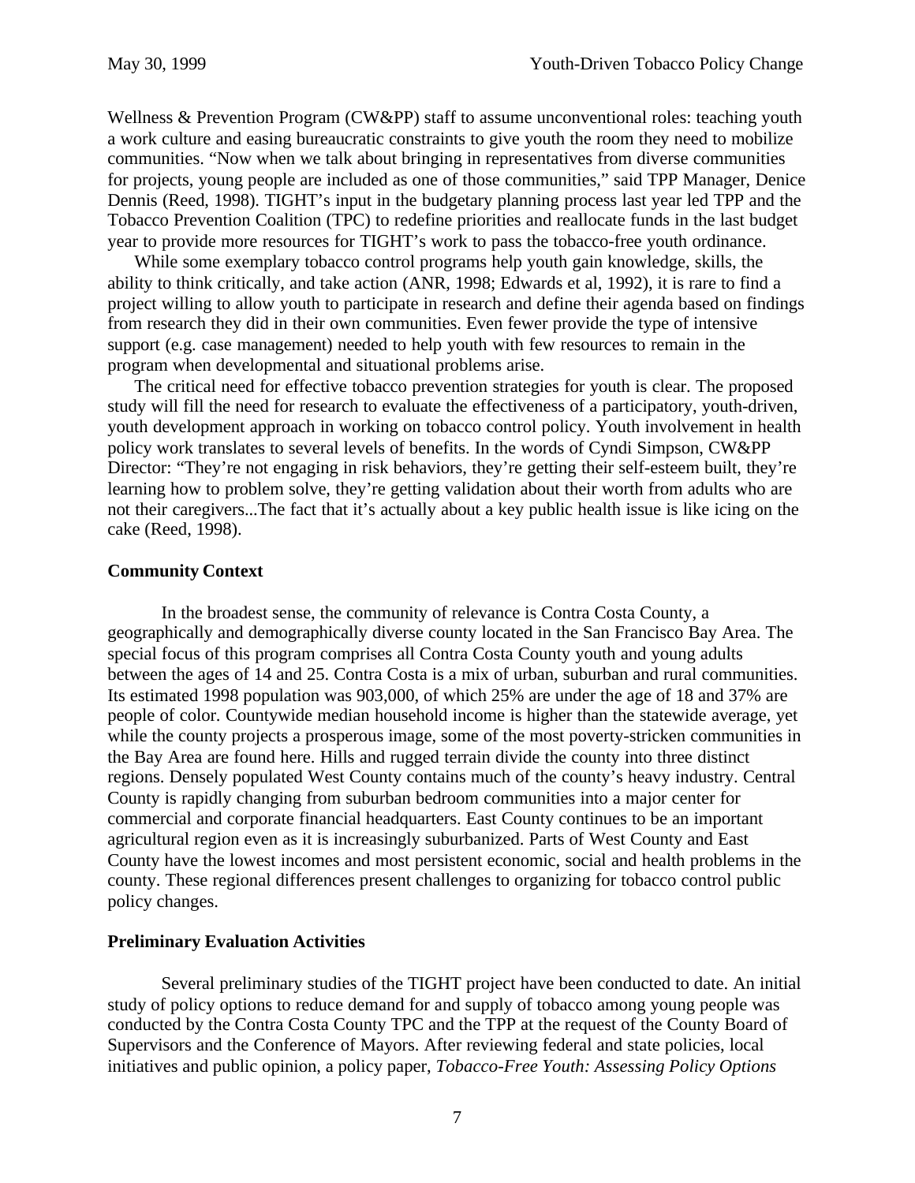Wellness & Prevention Program (CW&PP) staff to assume unconventional roles: teaching youth a work culture and easing bureaucratic constraints to give youth the room they need to mobilize communities. "Now when we talk about bringing in representatives from diverse communities for projects, young people are included as one of those communities," said TPP Manager, Denice Dennis (Reed, 1998). TIGHT's input in the budgetary planning process last year led TPP and the Tobacco Prevention Coalition (TPC) to redefine priorities and reallocate funds in the last budget year to provide more resources for TIGHT's work to pass the tobacco-free youth ordinance.

While some exemplary tobacco control programs help youth gain knowledge, skills, the ability to think critically, and take action (ANR, 1998; Edwards et al, 1992), it is rare to find a project willing to allow youth to participate in research and define their agenda based on findings from research they did in their own communities. Even fewer provide the type of intensive support (e.g. case management) needed to help youth with few resources to remain in the program when developmental and situational problems arise.

The critical need for effective tobacco prevention strategies for youth is clear. The proposed study will fill the need for research to evaluate the effectiveness of a participatory, youth-driven, youth development approach in working on tobacco control policy. Youth involvement in health policy work translates to several levels of benefits. In the words of Cyndi Simpson, CW&PP Director: "They're not engaging in risk behaviors, they're getting their self-esteem built, they're learning how to problem solve, they're getting validation about their worth from adults who are not their caregivers...The fact that it's actually about a key public health issue is like icing on the cake (Reed, 1998).

**Community Context**

In the broadest sense, the community of relevance is Contra Costa County, a geographically and demographically diverse county located in the San Francisco Bay Area. The special focus of this program comprises all Contra Costa County youth and young adults between the ages of 14 and 25. Contra Costa is a mix of urban, suburban and rural communities. Its estimated 1998 population was 903,000, of which 25% are under the age of 18 and 37% are people of color. Countywide median household income is higher than the statewide average, yet while the county projects a prosperous image, some of the most poverty-stricken communities in the Bay Area are found here. Hills and rugged terrain divide the county into three distinct regions. Densely populated West County contains much of the county's heavy industry. Central County is rapidly changing from suburban bedroom communities into a major center for commercial and corporate financial headquarters. East County continues to be an important agricultural region even as it is increasingly suburbanized. Parts of West County and East County have the lowest incomes and most persistent economic, social and health problems in the county. These regional differences present challenges to organizing for tobacco control public policy changes.

**Preliminary Evaluation Activities**

Several preliminary studies of the TIGHT project have been conducted to date. An initial study of policy options to reduce demand for and supply of tobacco among young people was conducted by the Contra Costa County TPC and the TPP at the request of the County Board of Supervisors and the Conference of Mayors. After reviewing federal and state policies, local initiatives and public opinion, a policy paper, *Tobacco-Free Youth: Assessing Policy Options*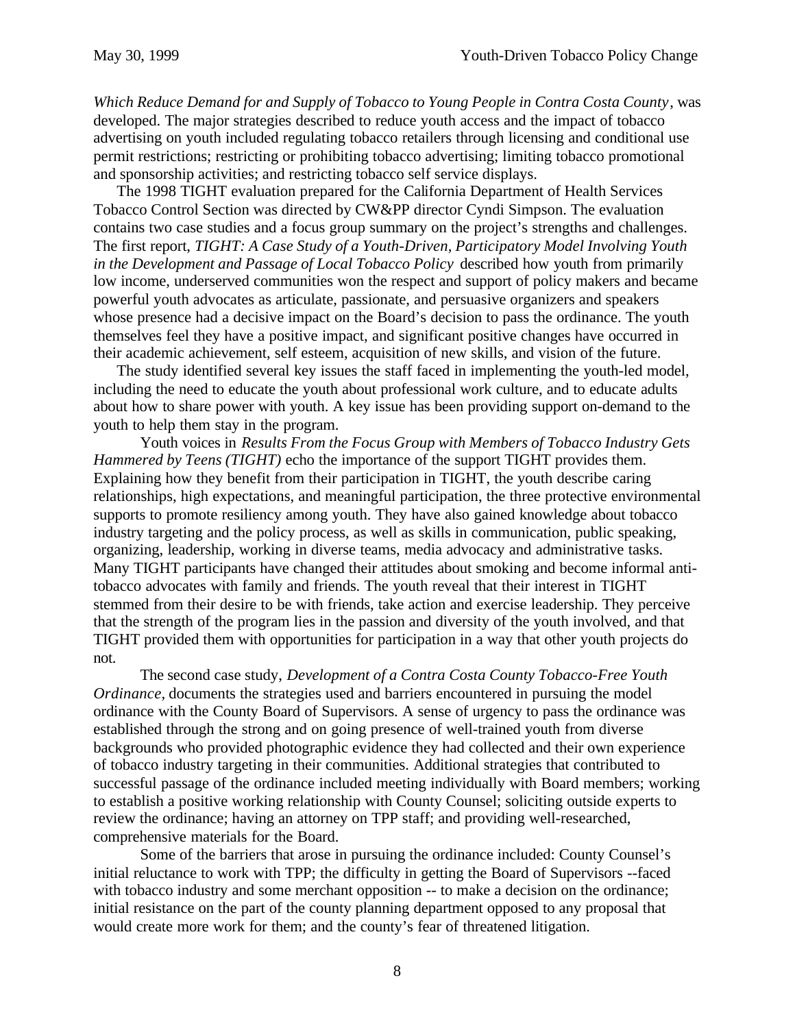*Which Reduce Demand for and Supply of Tobacco to Young People in Contra Costa County*, was developed. The major strategies described to reduce youth access and the impact of tobacco advertising on youth included regulating tobacco retailers through licensing and conditional use permit restrictions; restricting or prohibiting tobacco advertising; limiting tobacco promotional and sponsorship activities; and restricting tobacco self service displays.

The 1998 TIGHT evaluation prepared for the California Department of Health Services Tobacco Control Section was directed by CW&PP director Cyndi Simpson. The evaluation contains two case studies and a focus group summary on the project's strengths and challenges. The first report, *TIGHT: A Case Study of a Youth-Driven, Participatory Model Involving Youth in the Development and Passage of Local Tobacco Policy* described how youth from primarily low income, underserved communities won the respect and support of policy makers and became powerful youth advocates as articulate, passionate, and persuasive organizers and speakers whose presence had a decisive impact on the Board's decision to pass the ordinance. The youth themselves feel they have a positive impact, and significant positive changes have occurred in their academic achievement, self esteem, acquisition of new skills, and vision of the future.

The study identified several key issues the staff faced in implementing the youth-led model, including the need to educate the youth about professional work culture, and to educate adults about how to share power with youth. A key issue has been providing support on-demand to the youth to help them stay in the program.

Youth voices in *Results From the Focus Group with Members of Tobacco Industry Gets Hammered by Teens (TIGHT)* echo the importance of the support TIGHT provides them. Explaining how they benefit from their participation in TIGHT, the youth describe caring relationships, high expectations, and meaningful participation, the three protective environmental supports to promote resiliency among youth. They have also gained knowledge about tobacco industry targeting and the policy process, as well as skills in communication, public speaking, organizing, leadership, working in diverse teams, media advocacy and administrative tasks. Many TIGHT participants have changed their attitudes about smoking and become informal anti-tobacco advocates with family and friends. The youth reveal that their interest in TIGHT stemmed from their desire to be with friends, take action and exercise leadership. They perceive that the strength of the program lies in the passion and diversity of the youth involved, and that TIGHT provided them with opportunities for participation in a way that other youth projects do not.

The second case study, *Development of a Contra Costa County Tobacco-Free Youth Ordinance,* documents the strategies used and barriers encountered in pursuing the model ordinance with the County Board of Supervisors. A sense of urgency to pass the ordinance was established through the strong and on going presence of well-trained youth from diverse backgrounds who provided photographic evidence they had collected and their own experience of tobacco industry targeting in their communities. Additional strategies that contributed to successful passage of the ordinance included meeting individually with Board members; working to establish a positive working relationship with County Counsel; soliciting outside experts to review the ordinance; having an attorney on TPP staff; and providing well-researched, comprehensive materials for the Board.

Some of the barriers that arose in pursuing the ordinance included: County Counsel's initial reluctance to work with TPP; the difficulty in getting the Board of Supervisors --faced with tobacco industry and some merchant opposition -- to make a decision on the ordinance; initial resistance on the part of the county planning department opposed to any proposal that would create more work for them; and the county's fear of threatened litigation.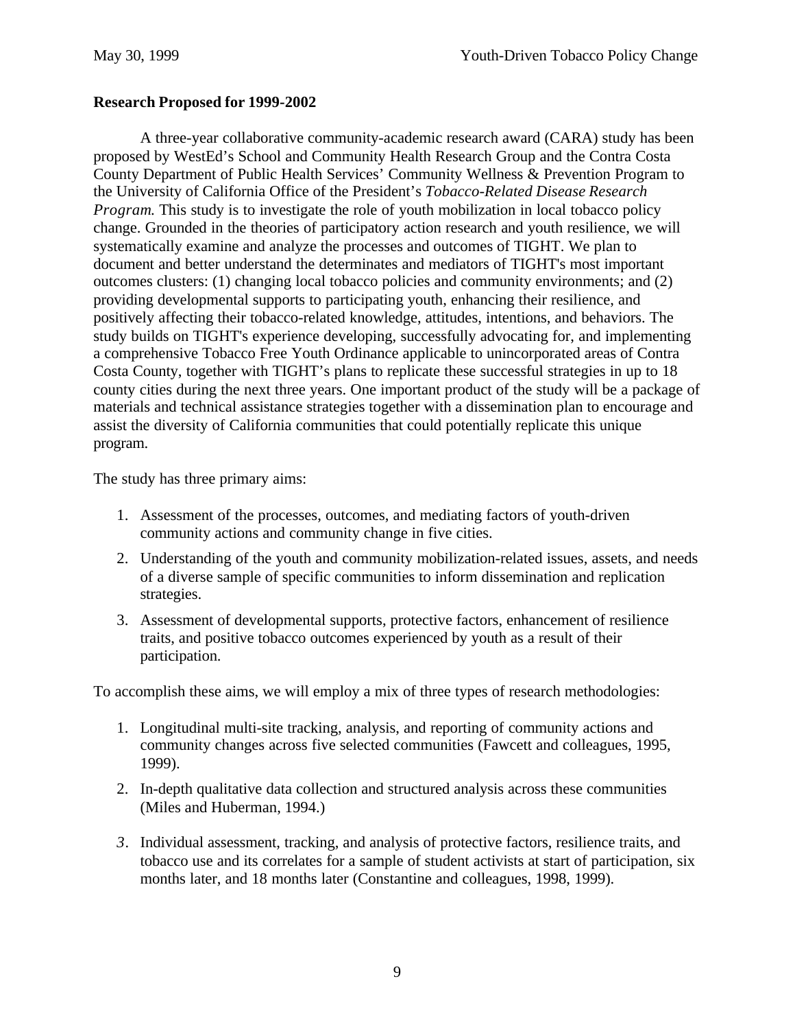**Research Proposed for 1999-2002**

A three-year collaborative community-academic research award (CARA) study has been proposed by WestEd's School and Community Health Research Group and the Contra Costa County Department of Public Health Services' Community Wellness & Prevention Program to the University of California Office of the President's *Tobacco-Related Disease Research Program.* This study is to investigate the role of youth mobilization in local tobacco policy change. Grounded in the theories of participatory action research and youth resilience, we will systematically examine and analyze the processes and outcomes of TIGHT. We plan to document and better understand the determinates and mediators of TIGHT's most important outcomes clusters: (1) changing local tobacco policies and community environments; and (2) providing developmental supports to participating youth, enhancing their resilience, and positively affecting their tobacco-related knowledge, attitudes, intentions, and behaviors. The study builds on TIGHT's experience developing, successfully advocating for, and implementing a comprehensive Tobacco Free Youth Ordinance applicable to unincorporated areas of Contra Costa County, together with TIGHT's plans to replicate these successful strategies in up to 18 county cities during the next three years. One important product of the study will be a package of materials and technical assistance strategies together with a dissemination plan to encourage and assist the diversity of California communities that could potentially replicate this unique program.

The study has three primary aims:

1. Assessment of the processes, outcomes, and mediating factors of youth-driven community actions and community change in five cities.
2. Understanding of the youth and community mobilization-related issues, assets, and needs of a diverse sample of specific communities to inform dissemination and replication strategies.
3. Assessment of developmental supports, protective factors, enhancement of resilience traits, and positive tobacco outcomes experienced by youth as a result of their participation.

To accomplish these aims, we will employ a mix of three types of research methodologies:

1. Longitudinal multi-site tracking, analysis, and reporting of community actions and community changes across five selected communities (Fawcett and colleagues, 1995, 1999).
2. In-depth qualitative data collection and structured analysis across these communities (Miles and Huberman, 1994.)
3. Individual assessment, tracking, and analysis of protective factors, resilience traits, and tobacco use and its correlates for a sample of student activists at start of participation, six months later, and 18 months later (Constantine and colleagues, 1998, 1999).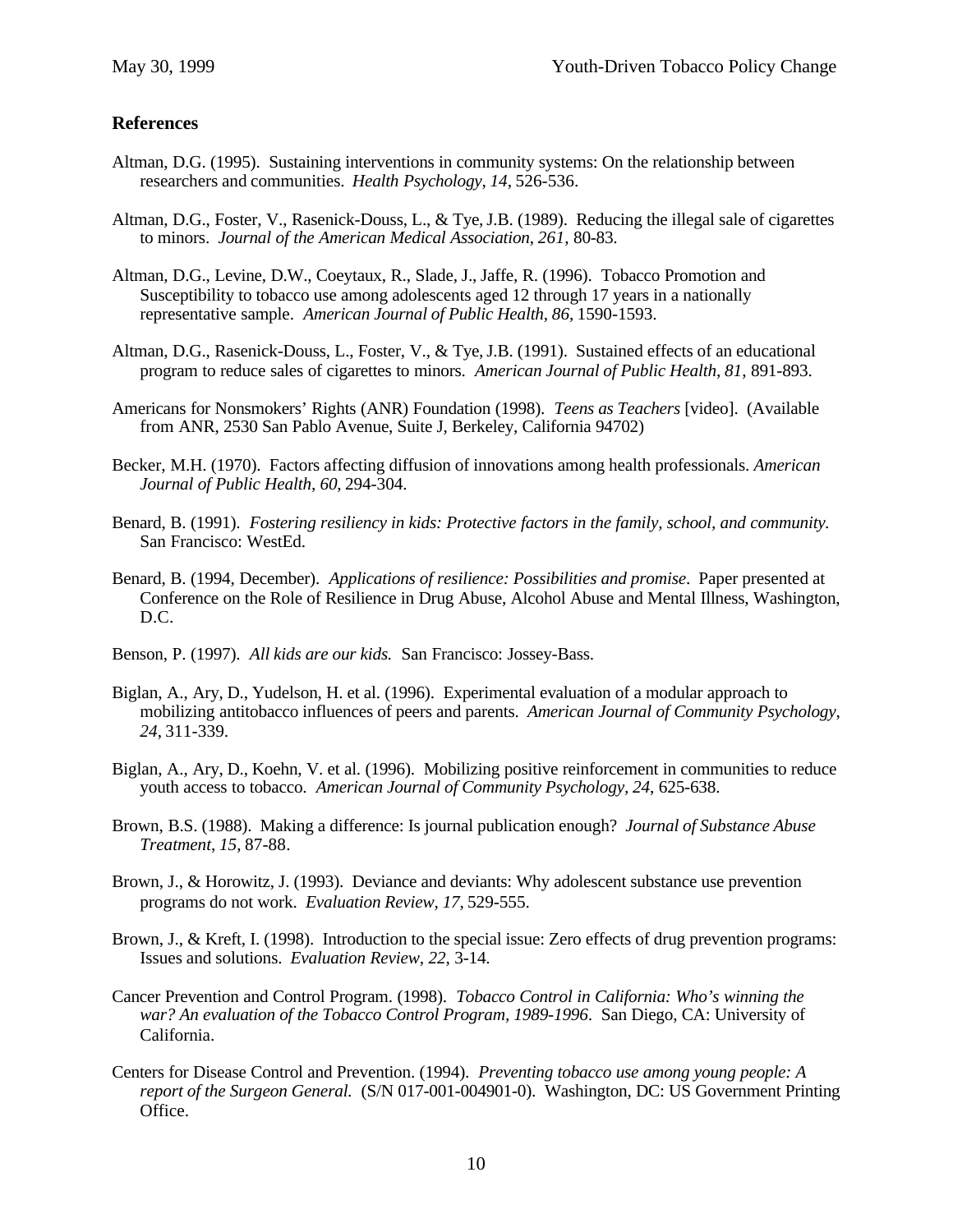## References

Altman, D.G. (1995). Sustaining interventions in community systems: On the relationship between researchers and communities. *Health Psychology*, *14*, 526-536.

Altman, D.G., Foster, V., Rasenick-Douss, L., & Tye, J.B. (1989). Reducing the illegal sale of cigarettes to minors. *Journal of the American Medical Association*, *261*, 80-83.

Altman, D.G., Levine, D.W., Coeytaux, R., Slade, J., Jaffe, R. (1996). Tobacco Promotion and Susceptibility to tobacco use among adolescents aged 12 through 17 years in a nationally representative sample. *American Journal of Public Health*, *86*, 1590-1593.

Altman, D.G., Rasenick-Douss, L., Foster, V., & Tye, J.B. (1991). Sustained effects of an educational program to reduce sales of cigarettes to minors. *American Journal of Public Health*, *81*, 891-893.

Americans for Nonsmokers' Rights (ANR) Foundation (1998). *Teens as Teachers* [video]. (Available from ANR, 2530 San Pablo Avenue, Suite J, Berkeley, California 94702)

Becker, M.H. (1970). Factors affecting diffusion of innovations among health professionals. *American Journal of Public Health*, *60*, 294-304.

Benard, B. (1991). *Fostering resiliency in kids: Protective factors in the family, school, and community.* San Francisco: WestEd.

Benard, B. (1994, December). *Applications of resilience: Possibilities and promise*. Paper presented at Conference on the Role of Resilience in Drug Abuse, Alcohol Abuse and Mental Illness, Washington, D.C.

Benson, P. (1997). *All kids are our kids.* San Francisco: Jossey-Bass.

Biglan, A., Ary, D., Yudelson, H. et al. (1996). Experimental evaluation of a modular approach to mobilizing antitobacco influences of peers and parents. *American Journal of Community Psychology*, *24*, 311-339.

Biglan, A., Ary, D., Koehn, V. et al. (1996). Mobilizing positive reinforcement in communities to reduce youth access to tobacco. *American Journal of Community Psychology, 24*, 625-638.

Brown, B.S. (1988). Making a difference: Is journal publication enough? *Journal of Substance Abuse Treatment*, *15*, 87-88.

Brown, J., & Horowitz, J. (1993). Deviance and deviants: Why adolescent substance use prevention programs do not work. *Evaluation Review*, *17*, 529-555.

Brown, J., & Kreft, I. (1998). Introduction to the special issue: Zero effects of drug prevention programs: Issues and solutions. *Evaluation Review*, *22,* 3-14.

Cancer Prevention and Control Program. (1998). *Tobacco Control in California: Who's winning the war? An evaluation of the Tobacco Control Program, 1989-1996*. San Diego, CA: University of California.

Centers for Disease Control and Prevention. (1994). *Preventing tobacco use among young people: A report of the Surgeon General.* (S/N 017-001-004901-0). Washington, DC: US Government Printing Office.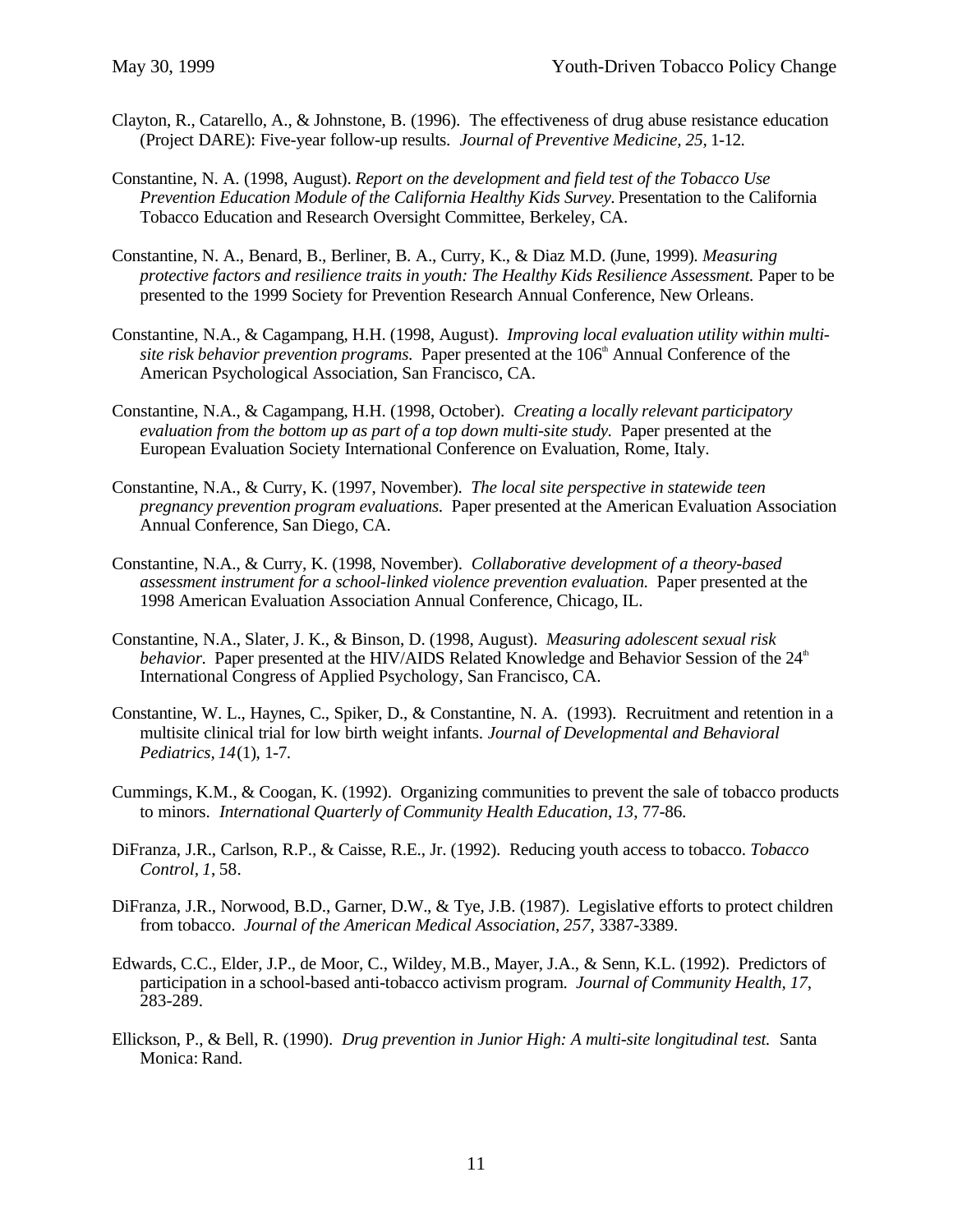Clayton, R., Catarello, A., & Johnstone, B. (1996). The effectiveness of drug abuse resistance education (Project DARE): Five-year follow-up results. *Journal of Preventive Medicine, 25*, 1-12.

Constantine, N. A. (1998, August). *Report on the development and field test of the Tobacco Use Prevention Education Module of the California Healthy Kids Survey.* Presentation to the California Tobacco Education and Research Oversight Committee, Berkeley, CA.

Constantine, N. A., Benard, B., Berliner, B. A., Curry, K., & Diaz M.D. (June, 1999). *Measuring protective factors and resilience traits in youth: The Healthy Kids Resilience Assessment.* Paper to be presented to the 1999 Society for Prevention Research Annual Conference, New Orleans.

Constantine, N.A., & Cagampang, H.H. (1998, August). *Improving local evaluation utility within multi-site risk behavior prevention programs.* Paper presented at the 106th Annual Conference of the American Psychological Association, San Francisco, CA.

Constantine, N.A., & Cagampang, H.H. (1998, October). *Creating a locally relevant participatory evaluation from the bottom up as part of a top down multi-site study.* Paper presented at the European Evaluation Society International Conference on Evaluation, Rome, Italy.

Constantine, N.A., & Curry, K. (1997, November). *The local site perspective in statewide teen pregnancy prevention program evaluations.* Paper presented at the American Evaluation Association Annual Conference, San Diego, CA.

Constantine, N.A., & Curry, K. (1998, November). *Collaborative development of a theory-based assessment instrument for a school-linked violence prevention evaluation.* Paper presented at the 1998 American Evaluation Association Annual Conference, Chicago, IL.

Constantine, N.A., Slater, J. K., & Binson, D. (1998, August). *Measuring adolescent sexual risk behavior.* Paper presented at the HIV/AIDS Related Knowledge and Behavior Session of the 24th International Congress of Applied Psychology, San Francisco, CA.

Constantine, W. L., Haynes, C., Spiker, D., & Constantine, N. A. (1993). Recruitment and retention in a multisite clinical trial for low birth weight infants. *Journal of Developmental and Behavioral Pediatrics, 14*(1), 1-7.

Cummings, K.M., & Coogan, K. (1992). Organizing communities to prevent the sale of tobacco products to minors. *International Quarterly of Community Health Education, 13*, 77-86.

DiFranza, J.R., Carlson, R.P., & Caisse, R.E., Jr. (1992). Reducing youth access to tobacco. *Tobacco Control, 1*, 58.

DiFranza, J.R., Norwood, B.D., Garner, D.W., & Tye, J.B. (1987). Legislative efforts to protect children from tobacco. *Journal of the American Medical Association, 257*, 3387-3389.

Edwards, C.C., Elder, J.P., de Moor, C., Wildey, M.B., Mayer, J.A., & Senn, K.L. (1992). Predictors of participation in a school-based anti-tobacco activism program. *Journal of Community Health, 17*, 283-289.

Ellickson, P., & Bell, R. (1990). *Drug prevention in Junior High: A multi-site longitudinal test.* Santa Monica: Rand.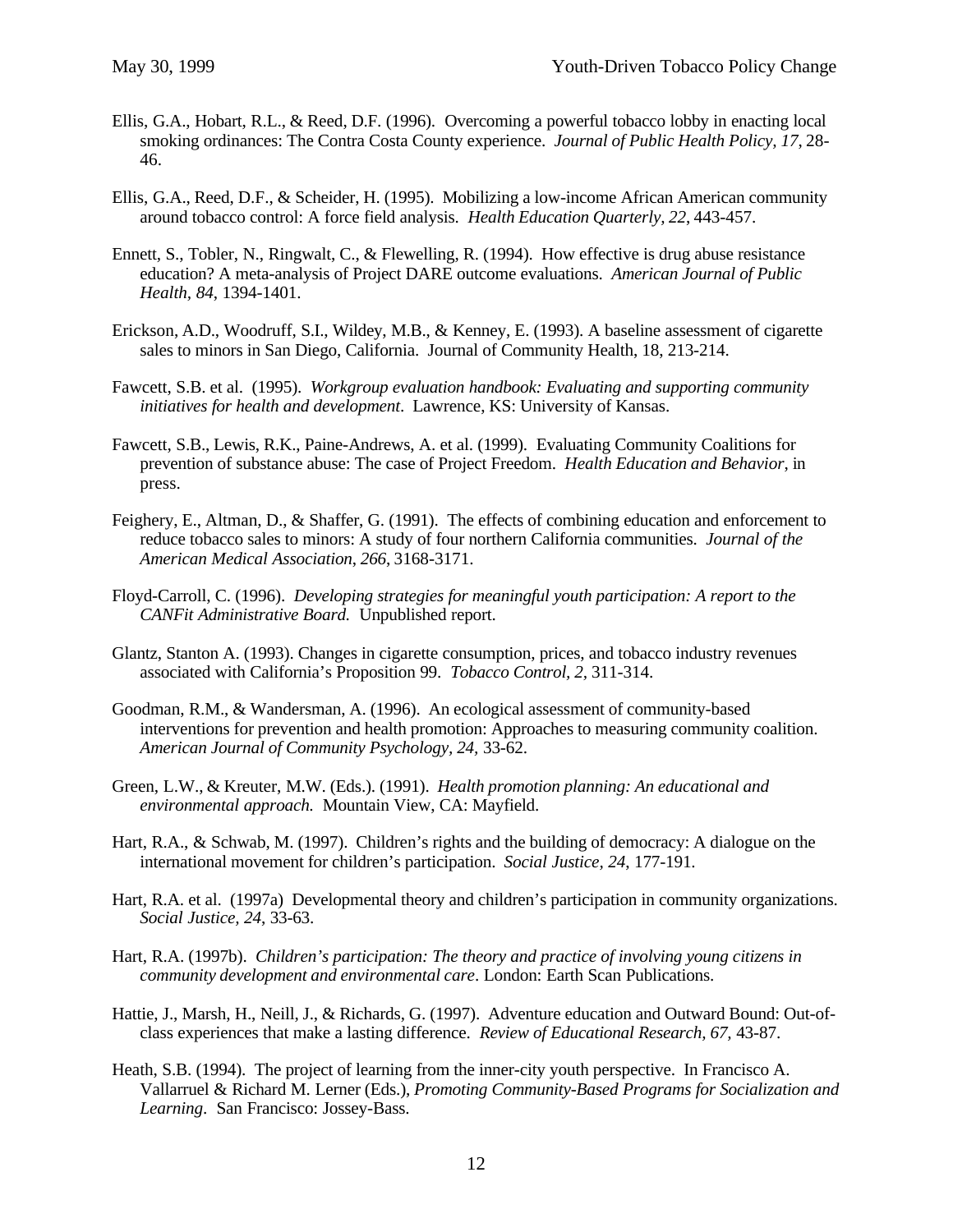Ellis, G.A., Hobart, R.L., & Reed, D.F. (1996). Overcoming a powerful tobacco lobby in enacting local smoking ordinances: The Contra Costa County experience. *Journal of Public Health Policy, 17*, 28-46.

Ellis, G.A., Reed, D.F., & Scheider, H. (1995). Mobilizing a low-income African American community around tobacco control: A force field analysis. *Health Education Quarterly, 22*, 443-457.

Ennett, S., Tobler, N., Ringwalt, C., & Flewelling, R. (1994). How effective is drug abuse resistance education? A meta-analysis of Project DARE outcome evaluations. *American Journal of Public Health, 84*, 1394-1401.

Erickson, A.D., Woodruff, S.I., Wildey, M.B., & Kenney, E. (1993). A baseline assessment of cigarette sales to minors in San Diego, California. Journal of Community Health, 18, 213-214.

Fawcett, S.B. et al. (1995). *Workgroup evaluation handbook: Evaluating and supporting community initiatives for health and development*. Lawrence, KS: University of Kansas.

Fawcett, S.B., Lewis, R.K., Paine-Andrews, A. et al. (1999). Evaluating Community Coalitions for prevention of substance abuse: The case of Project Freedom. *Health Education and Behavior*, in press.

Feighery, E., Altman, D., & Shaffer, G. (1991). The effects of combining education and enforcement to reduce tobacco sales to minors: A study of four northern California communities. *Journal of the American Medical Association*, *266*, 3168-3171.

Floyd-Carroll, C. (1996). *Developing strategies for meaningful youth participation: A report to the CANFit Administrative Board.* Unpublished report.

Glantz, Stanton A. (1993). Changes in cigarette consumption, prices, and tobacco industry revenues associated with California's Proposition 99. *Tobacco Control, 2,* 311-314.

Goodman, R.M., & Wandersman, A. (1996). An ecological assessment of community-based interventions for prevention and health promotion: Approaches to measuring community coalition. *American Journal of Community Psychology, 24,* 33-62.

Green, L.W., & Kreuter, M.W. (Eds.). (1991). *Health promotion planning: An educational and environmental approach.* Mountain View, CA: Mayfield.

Hart, R.A., & Schwab, M. (1997). Children's rights and the building of democracy: A dialogue on the international movement for children's participation. *Social Justice, 24*, 177-191.

Hart, R.A. et al. (1997a) Developmental theory and children's participation in community organizations. *Social Justice, 24*, 33-63.

Hart, R.A. (1997b). *Children's participation: The theory and practice of involving young citizens in community development and environmental care*. London: Earth Scan Publications.

Hattie, J., Marsh, H., Neill, J., & Richards, G. (1997). Adventure education and Outward Bound: Out-of-class experiences that make a lasting difference. *Review of Educational Research, 67,* 43-87.

Heath, S.B. (1994). The project of learning from the inner-city youth perspective. In Francisco A. Vallarruel & Richard M. Lerner (Eds.), *Promoting Community-Based Programs for Socialization and Learning*. San Francisco: Jossey-Bass.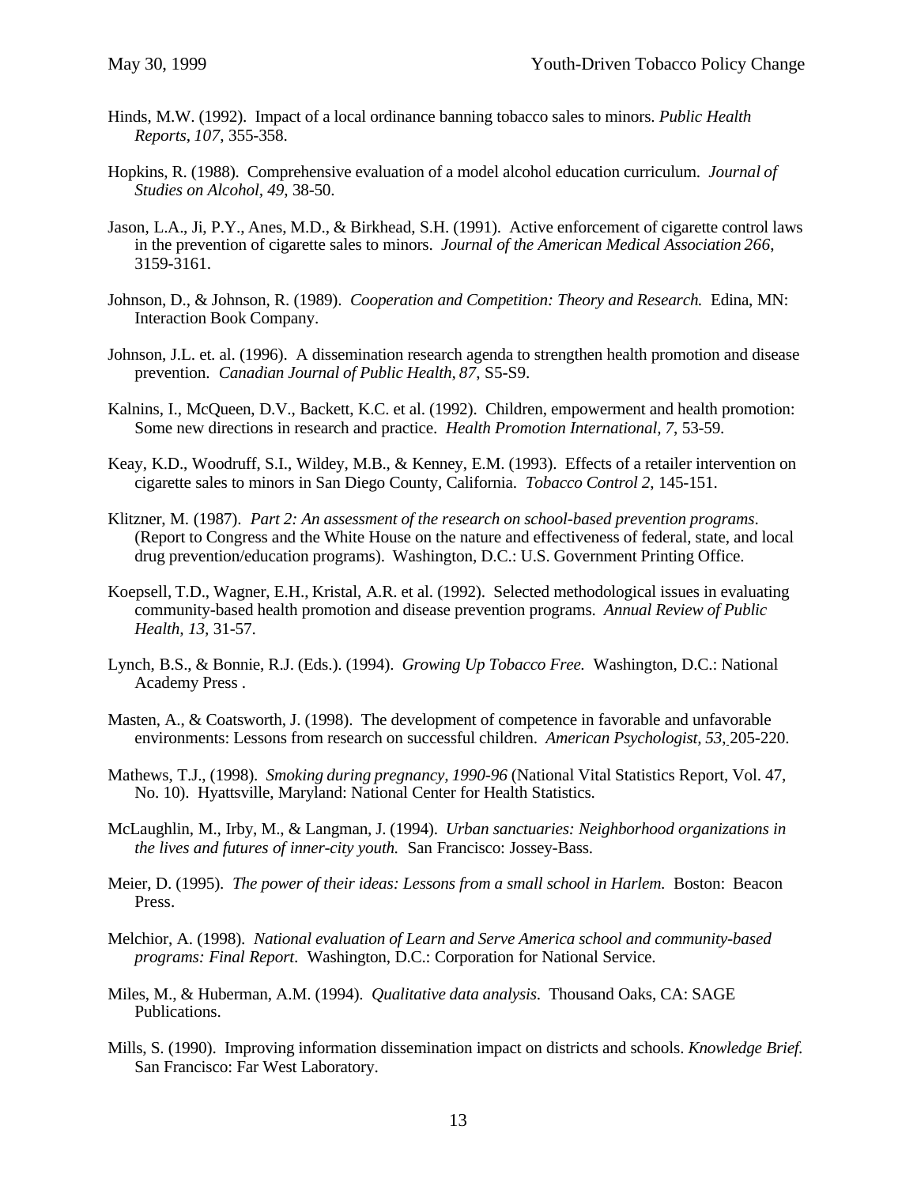Hinds, M.W. (1992). Impact of a local ordinance banning tobacco sales to minors. *Public Health Reports*, *107*, 355-358.

Hopkins, R. (1988). Comprehensive evaluation of a model alcohol education curriculum. *Journal of Studies on Alcohol*, *49*, 38-50.

Jason, L.A., Ji, P.Y., Anes, M.D., & Birkhead, S.H. (1991). Active enforcement of cigarette control laws in the prevention of cigarette sales to minors. *Journal of the American Medical Association 266*, 3159-3161.

Johnson, D., & Johnson, R. (1989). *Cooperation and Competition: Theory and Research.* Edina, MN: Interaction Book Company.

Johnson, J.L. et. al. (1996). A dissemination research agenda to strengthen health promotion and disease prevention. *Canadian Journal of Public Health, 87*, S5-S9.

Kalnins, I., McQueen, D.V., Backett, K.C. et al. (1992). Children, empowerment and health promotion: Some new directions in research and practice. *Health Promotion International, 7*, 53-59.

Keay, K.D., Woodruff, S.I., Wildey, M.B., & Kenney, E.M. (1993). Effects of a retailer intervention on cigarette sales to minors in San Diego County, California. *Tobacco Control 2,* 145-151.

Klitzner, M. (1987). *Part 2: An assessment of the research on school-based prevention programs*. (Report to Congress and the White House on the nature and effectiveness of federal, state, and local drug prevention/education programs). Washington, D.C.: U.S. Government Printing Office.

Koepsell, T.D., Wagner, E.H., Kristal, A.R. et al. (1992). Selected methodological issues in evaluating community-based health promotion and disease prevention programs. *Annual Review of Public Health, 13,* 31-57.

Lynch, B.S., & Bonnie, R.J. (Eds.). (1994). *Growing Up Tobacco Free.* Washington, D.C.: National Academy Press .

Masten, A., & Coatsworth, J. (1998). The development of competence in favorable and unfavorable environments: Lessons from research on successful children. *American Psychologist, 53*, 205-220.

Mathews, T.J., (1998). *Smoking during pregnancy, 1990-96* (National Vital Statistics Report, Vol. 47, No. 10). Hyattsville, Maryland: National Center for Health Statistics.

McLaughlin, M., Irby, M., & Langman, J. (1994). *Urban sanctuaries: Neighborhood organizations in the lives and futures of inner-city youth.* San Francisco: Jossey-Bass.

Meier, D. (1995). *The power of their ideas: Lessons from a small school in Harlem.* Boston: Beacon Press.

Melchior, A. (1998). *National evaluation of Learn and Serve America school and community-based programs: Final Report*. Washington, D.C.: Corporation for National Service.

Miles, M., & Huberman, A.M. (1994). *Qualitative data analysis*. Thousand Oaks, CA: SAGE Publications.

Mills, S. (1990). Improving information dissemination impact on districts and schools. *Knowledge Brief.* San Francisco: Far West Laboratory.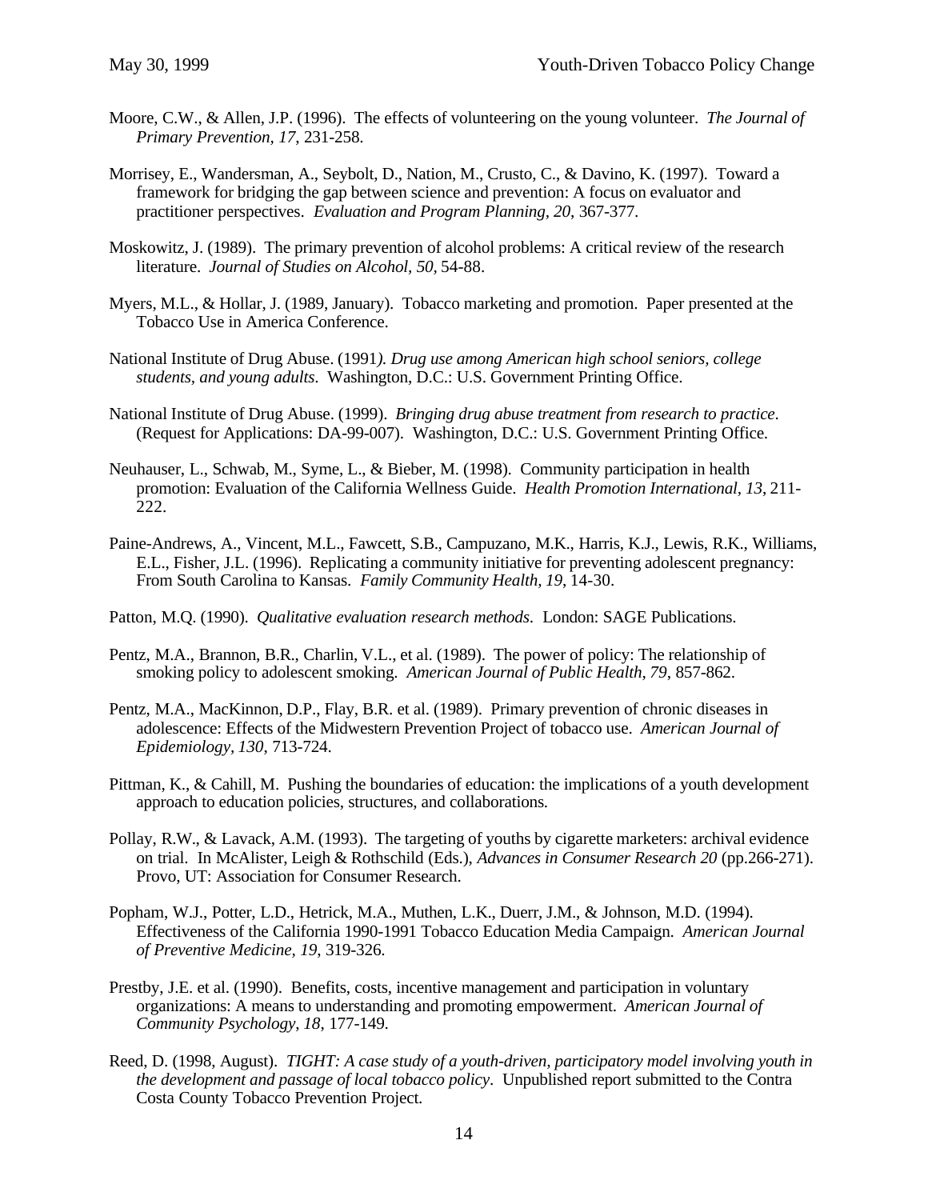Moore, C.W., & Allen, J.P. (1996). The effects of volunteering on the young volunteer. *The Journal of Primary Prevention, 17*, 231-258.

Morrisey, E., Wandersman, A., Seybolt, D., Nation, M., Crusto, C., & Davino, K. (1997). Toward a framework for bridging the gap between science and prevention: A focus on evaluator and practitioner perspectives. *Evaluation and Program Planning, 20*, 367-377.

Moskowitz, J. (1989). The primary prevention of alcohol problems: A critical review of the research literature. *Journal of Studies on Alcohol, 50*, 54-88.

Myers, M.L., & Hollar, J. (1989, January). Tobacco marketing and promotion. Paper presented at the Tobacco Use in America Conference.

National Institute of Drug Abuse. (1991*). Drug use among American high school seniors, college students, and young adults.* Washington, D.C.: U.S. Government Printing Office.

National Institute of Drug Abuse. (1999). *Bringing drug abuse treatment from research to practice.* (Request for Applications: DA-99-007). Washington, D.C.: U.S. Government Printing Office.

Neuhauser, L., Schwab, M., Syme, L., & Bieber, M. (1998). Community participation in health promotion: Evaluation of the California Wellness Guide. *Health Promotion International, 13*, 211-222.

Paine-Andrews, A., Vincent, M.L., Fawcett, S.B., Campuzano, M.K., Harris, K.J., Lewis, R.K., Williams, E.L., Fisher, J.L. (1996). Replicating a community initiative for preventing adolescent pregnancy: From South Carolina to Kansas. *Family Community Health, 19*, 14-30.

Patton, M.Q. (1990). *Qualitative evaluation research methods.* London: SAGE Publications.

Pentz, M.A., Brannon, B.R., Charlin, V.L., et al. (1989). The power of policy: The relationship of smoking policy to adolescent smoking. *American Journal of Public Health, 79*, 857-862.

Pentz, M.A., MacKinnon, D.P., Flay, B.R. et al. (1989). Primary prevention of chronic diseases in adolescence: Effects of the Midwestern Prevention Project of tobacco use. *American Journal of Epidemiology, 130*, 713-724.

Pittman, K., & Cahill, M. Pushing the boundaries of education: the implications of a youth development approach to education policies, structures, and collaborations.

Pollay, R.W., & Lavack, A.M. (1993). The targeting of youths by cigarette marketers: archival evidence on trial. In McAlister, Leigh & Rothschild (Eds.), *Advances in Consumer Research 20* (pp.266-271). Provo, UT: Association for Consumer Research.

Popham, W.J., Potter, L.D., Hetrick, M.A., Muthen, L.K., Duerr, J.M., & Johnson, M.D. (1994). Effectiveness of the California 1990-1991 Tobacco Education Media Campaign. *American Journal of Preventive Medicine, 19*, 319-326.

Prestby, J.E. et al. (1990). Benefits, costs, incentive management and participation in voluntary organizations: A means to understanding and promoting empowerment. *American Journal of Community Psychology, 18*, 177-149.

Reed, D. (1998, August). *TIGHT: A case study of a youth-driven, participatory model involving youth in the development and passage of local tobacco policy*. Unpublished report submitted to the Contra Costa County Tobacco Prevention Project.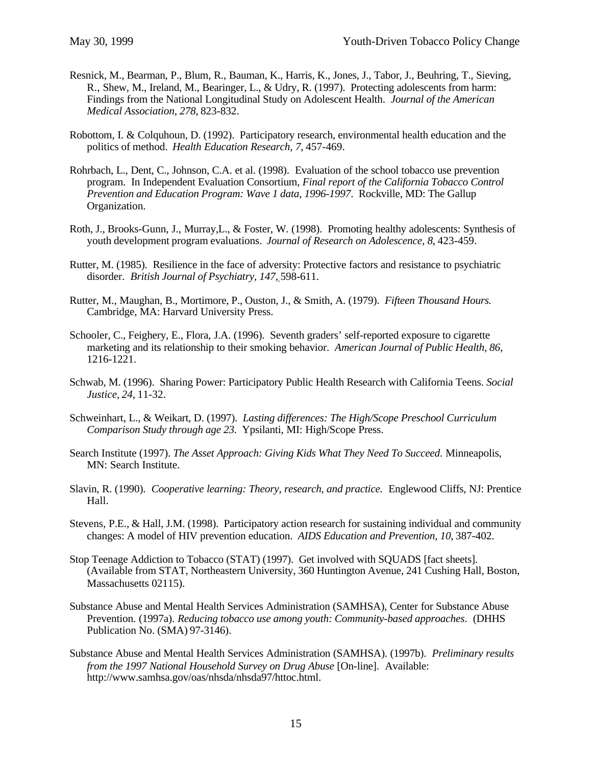Resnick, M., Bearman, P., Blum, R., Bauman, K., Harris, K., Jones, J., Tabor, J., Beuhring, T., Sieving, R., Shew, M., Ireland, M., Bearinger, L., & Udry, R. (1997). Protecting adolescents from harm: Findings from the National Longitudinal Study on Adolescent Health. *Journal of the American Medical Association, 278*, 823-832.

Robottom, I. & Colquhoun, D. (1992). Participatory research, environmental health education and the politics of method. *Health Education Research, 7*, 457-469.

Rohrbach, L., Dent, C., Johnson, C.A. et al. (1998). Evaluation of the school tobacco use prevention program. In Independent Evaluation Consortium, *Final report of the California Tobacco Control Prevention and Education Program: Wave 1 data, 1996-1997*. Rockville, MD: The Gallup Organization.

Roth, J., Brooks-Gunn, J., Murray,L., & Foster, W. (1998). Promoting healthy adolescents: Synthesis of youth development program evaluations. *Journal of Research on Adolescence, 8*, 423-459.

Rutter, M. (1985). Resilience in the face of adversity: Protective factors and resistance to psychiatric disorder. *British Journal of Psychiatry, 147*, 598-611.

Rutter, M., Maughan, B., Mortimore, P., Ouston, J., & Smith, A. (1979). *Fifteen Thousand Hours.* Cambridge, MA: Harvard University Press.

Schooler, C., Feighery, E., Flora, J.A. (1996). Seventh graders' self-reported exposure to cigarette marketing and its relationship to their smoking behavior. *American Journal of Public Health, 86*, 1216-1221.

Schwab, M. (1996). Sharing Power: Participatory Public Health Research with California Teens. *Social Justice, 24*, 11-32.

Schweinhart, L., & Weikart, D. (1997). *Lasting differences: The High/Scope Preschool Curriculum Comparison Study through age 23.* Ypsilanti, MI: High/Scope Press.

Search Institute (1997). *The Asset Approach: Giving Kids What They Need To Succeed*. Minneapolis, MN: Search Institute.

Slavin, R. (1990). *Cooperative learning: Theory, research, and practice.* Englewood Cliffs, NJ: Prentice Hall.

Stevens, P.E., & Hall, J.M. (1998). Participatory action research for sustaining individual and community changes: A model of HIV prevention education. *AIDS Education and Prevention, 10*, 387-402.

Stop Teenage Addiction to Tobacco (STAT) (1997). Get involved with SQUADS [fact sheets]. (Available from STAT, Northeastern University, 360 Huntington Avenue, 241 Cushing Hall, Boston, Massachusetts 02115).

Substance Abuse and Mental Health Services Administration (SAMHSA), Center for Substance Abuse Prevention. (1997a). *Reducing tobacco use among youth: Community-based approaches*. (DHHS Publication No. (SMA) 97-3146).

Substance Abuse and Mental Health Services Administration (SAMHSA). (1997b). *Preliminary results from the 1997 National Household Survey on Drug Abuse* [On-line]. Available: http://www.samhsa.gov/oas/nhsda/nhsda97/httoc.html.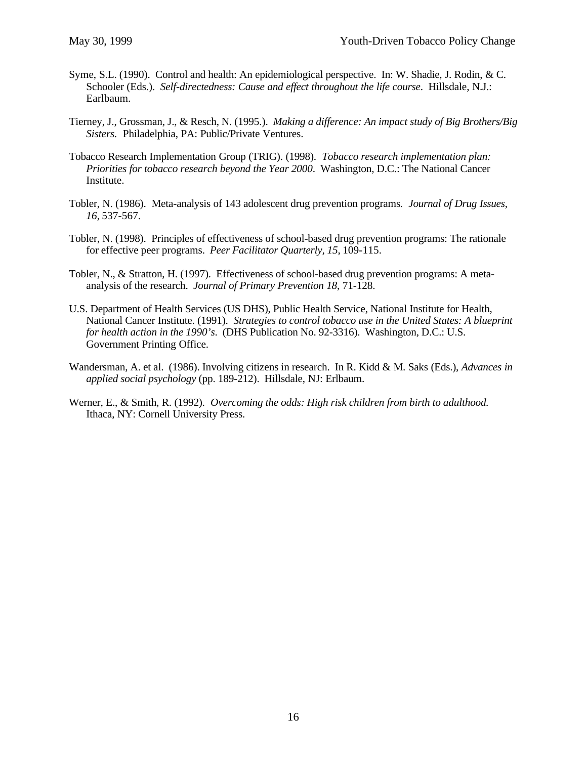Syme, S.L. (1990). Control and health: An epidemiological perspective. In: W. Shadie, J. Rodin, & C. Schooler (Eds.). *Self-directedness: Cause and effect throughout the life course*. Hillsdale, N.J.: Earlbaum.

Tierney, J., Grossman, J., & Resch, N. (1995.). *Making a difference: An impact study of Big Brothers/Big Sisters.* Philadelphia, PA: Public/Private Ventures.

Tobacco Research Implementation Group (TRIG). (1998). *Tobacco research implementation plan: Priorities for tobacco research beyond the Year 2000*. Washington, D.C.: The National Cancer Institute.

Tobler, N. (1986). Meta-analysis of 143 adolescent drug prevention programs*. Journal of Drug Issues, 16*, 537-567.

Tobler, N. (1998). Principles of effectiveness of school-based drug prevention programs: The rationale for effective peer programs. *Peer Facilitator Quarterly, 15*, 109-115.

Tobler, N., & Stratton, H. (1997). Effectiveness of school-based drug prevention programs: A meta-analysis of the research. *Journal of Primary Prevention 18*, 71-128.

U.S. Department of Health Services (US DHS), Public Health Service, National Institute for Health, National Cancer Institute. (1991). *Strategies to control tobacco use in the United States: A blueprint for health action in the 1990's*. (DHS Publication No. 92-3316). Washington, D.C.: U.S. Government Printing Office.

Wandersman, A. et al. (1986). Involving citizens in research. In R. Kidd & M. Saks (Eds.), *Advances in applied social psychology* (pp. 189-212). Hillsdale, NJ: Erlbaum.

Werner, E., & Smith, R. (1992). *Overcoming the odds: High risk children from birth to adulthood.* Ithaca, NY: Cornell University Press.